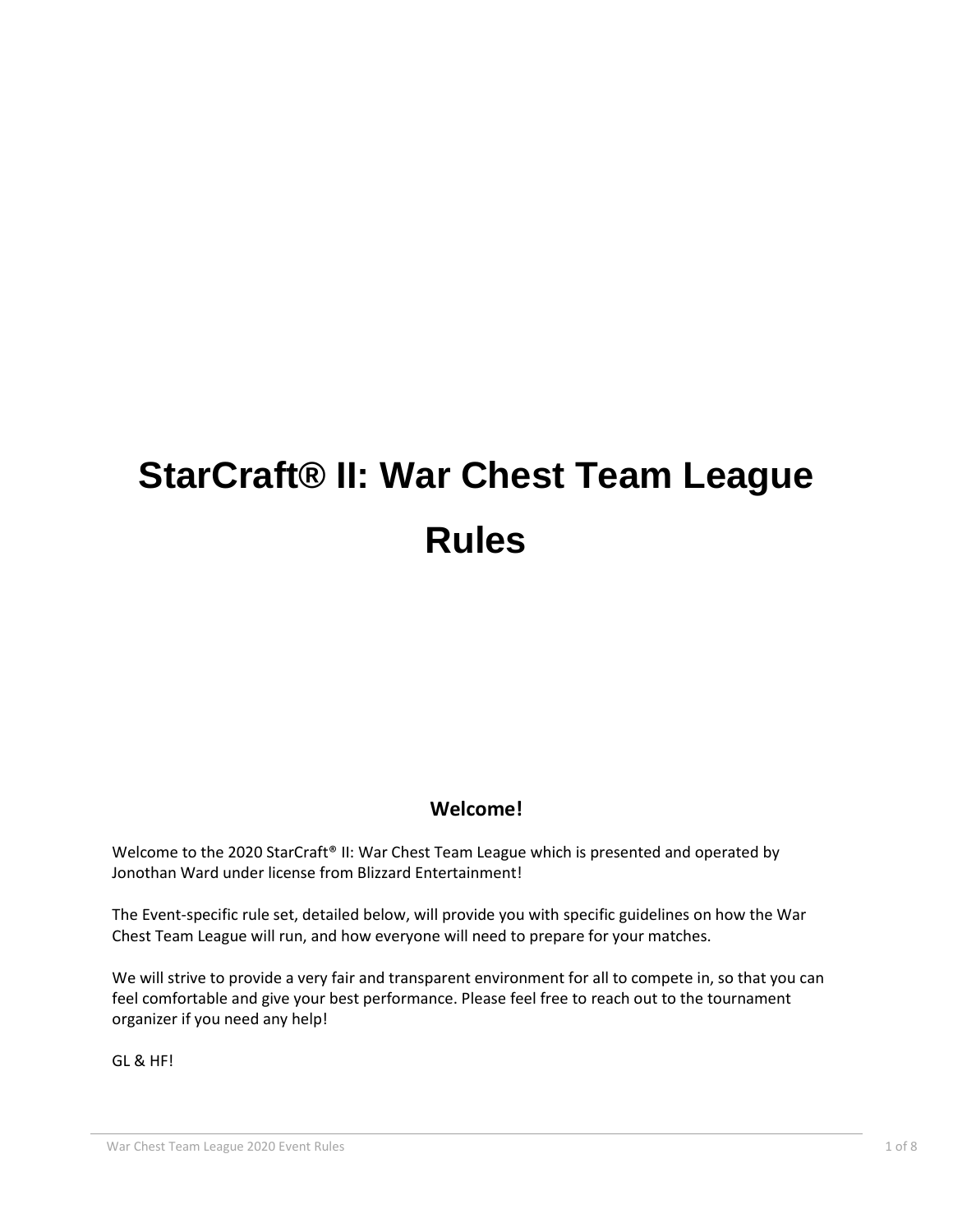# StarCraft® II: War Chest Team League Rules

## Welcome!

Welcome to the 2020 StarCraft® II: War Chest Team League which is presented and operated by Jonothan Ward under license from Blizzard Entertainment!

The Event-specific rule set, detailed below, will provide you with specific guidelines on how the War Chest Team League will run, and how everyone will need to prepare for your matches.

We will strive to provide a very fair and transparent environment for all to compete in, so that you can feel comfortable and give your best performance. Please feel free to reach out to the tournament organizer if you need any help!

GL & HF!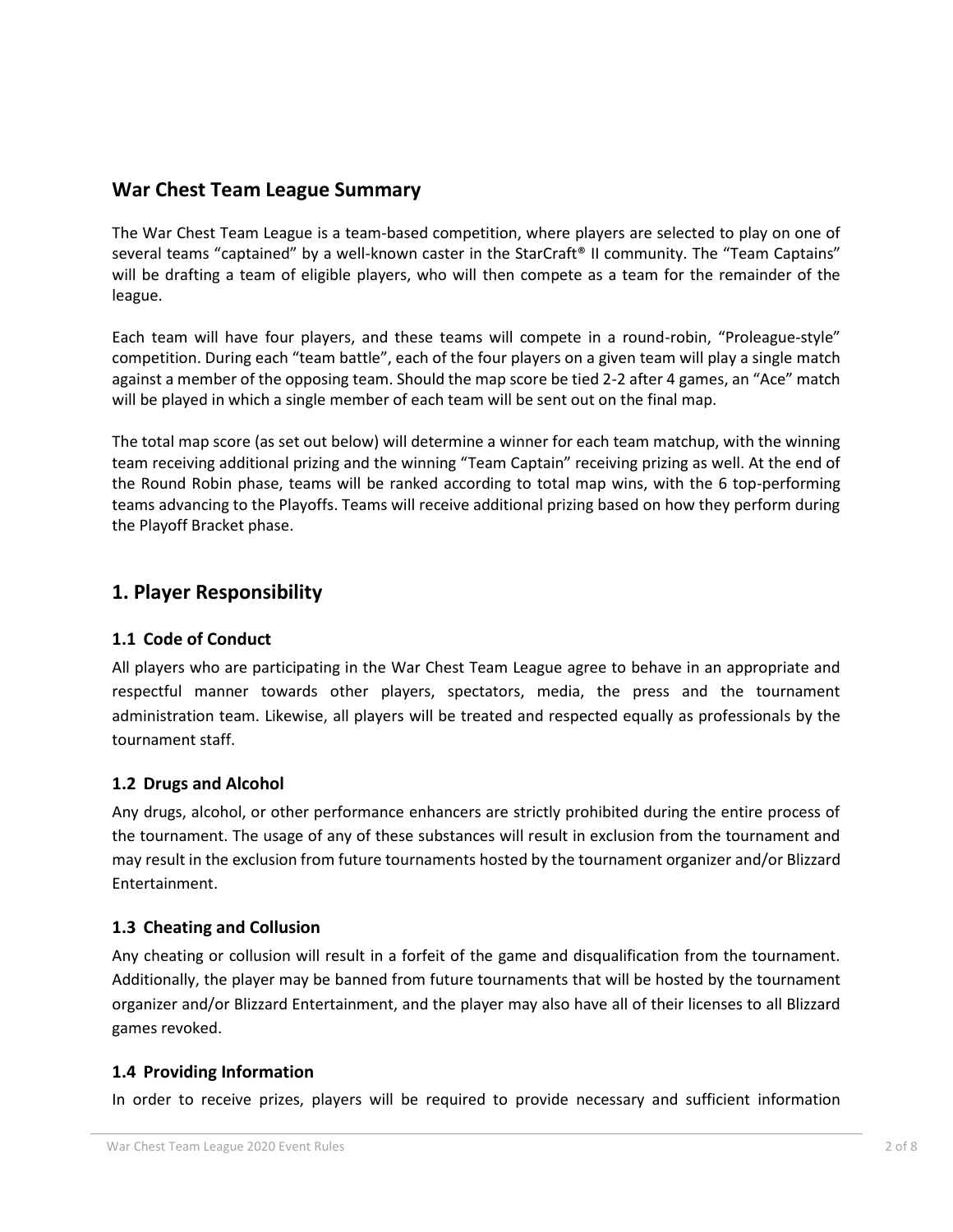## War Chest Team League Summary

The War Chest Team League is a team-based competition, where players are selected to play on one of several teams "captained" by a well-known caster in the StarCraft® II community. The "Team Captains" will be drafting a team of eligible players, who will then compete as a team for the remainder of the league.

Each team will have four players, and these teams will compete in a round-robin, "Proleague-style" competition. During each "team battle", each of the four players on a given team will play a single match against a member of the opposing team. Should the map score be tied 2-2 after 4 games, an "Ace" match will be played in which a single member of each team will be sent out on the final map.

The total map score (as set out below) will determine a winner for each team matchup, with the winning team receiving additional prizing and the winning "Team Captain" receiving prizing as well. At the end of the Round Robin phase, teams will be ranked according to total map wins, with the 6 top-performing teams advancing to the Playoffs. Teams will receive additional prizing based on how they perform during the Playoff Bracket phase.

## 1. Player Responsibility

### 1.1 Code of Conduct

All players who are participating in the War Chest Team League agree to behave in an appropriate and respectful manner towards other players, spectators, media, the press and the tournament administration team. Likewise, all players will be treated and respected equally as professionals by the tournament staff.

### 1.2 Drugs and Alcohol

Any drugs, alcohol, or other performance enhancers are strictly prohibited during the entire process of the tournament. The usage of any of these substances will result in exclusion from the tournament and may result in the exclusion from future tournaments hosted by the tournament organizer and/or Blizzard Entertainment.

### 1.3 Cheating and Collusion

Any cheating or collusion will result in a forfeit of the game and disqualification from the tournament. Additionally, the player may be banned from future tournaments that will be hosted by the tournament organizer and/or Blizzard Entertainment, and the player may also have all of their licenses to all Blizzard games revoked.

### 1.4 Providing Information

In order to receive prizes, players will be required to provide necessary and sufficient information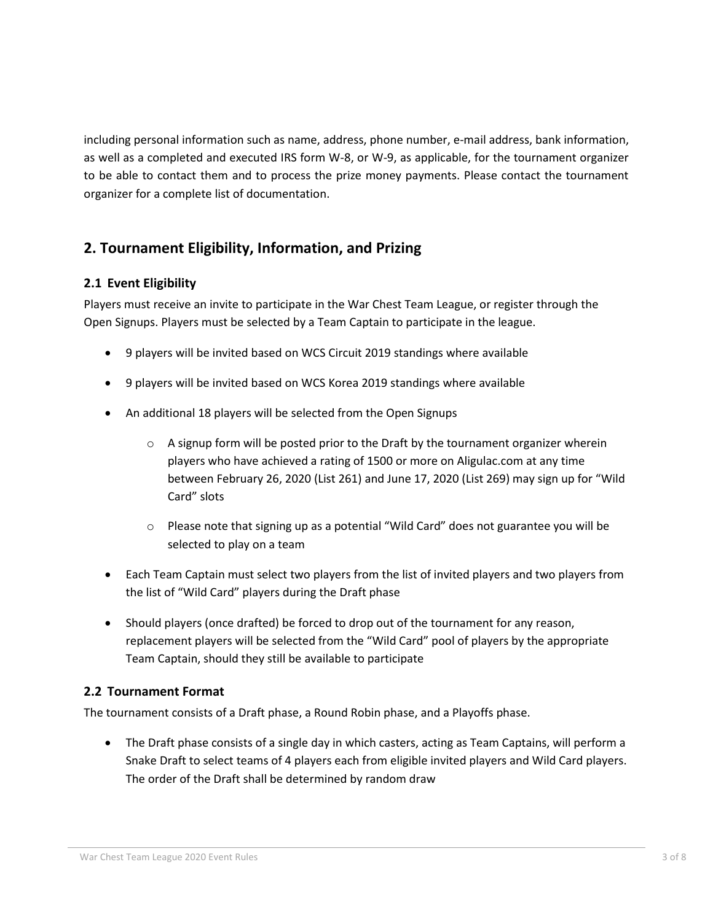including personal information such as name, address, phone number, e-mail address, bank information, as well as a completed and executed IRS form W-8, or W-9, as applicable, for the tournament organizer to be able to contact them and to process the prize money payments. Please contact the tournament organizer for a complete list of documentation.

## 2. Tournament Eligibility, Information, and Prizing

### 2.1 Event Eligibility

Players must receive an invite to participate in the War Chest Team League, or register through the Open Signups. Players must be selected by a Team Captain to participate in the league.

- 9 players will be invited based on WCS Circuit 2019 standings where available
- 9 players will be invited based on WCS Korea 2019 standings where available
- An additional 18 players will be selected from the Open Signups
  - A signup form will be posted prior to the Draft by the tournament organizer wherein players who have achieved a rating of 1500 or more on Aligulac.com at any time between February 26, 2020 (List 261) and June 17, 2020 (List 269) may sign up for "Wild Card" slots
  - Please note that signing up as a potential "Wild Card" does not guarantee you will be selected to play on a team
- Each Team Captain must select two players from the list of invited players and two players from the list of "Wild Card" players during the Draft phase
- Should players (once drafted) be forced to drop out of the tournament for any reason, replacement players will be selected from the "Wild Card" pool of players by the appropriate Team Captain, should they still be available to participate

### 2.2 Tournament Format

The tournament consists of a Draft phase, a Round Robin phase, and a Playoffs phase.

- The Draft phase consists of a single day in which casters, acting as Team Captains, will perform a Snake Draft to select teams of 4 players each from eligible invited players and Wild Card players. The order of the Draft shall be determined by random draw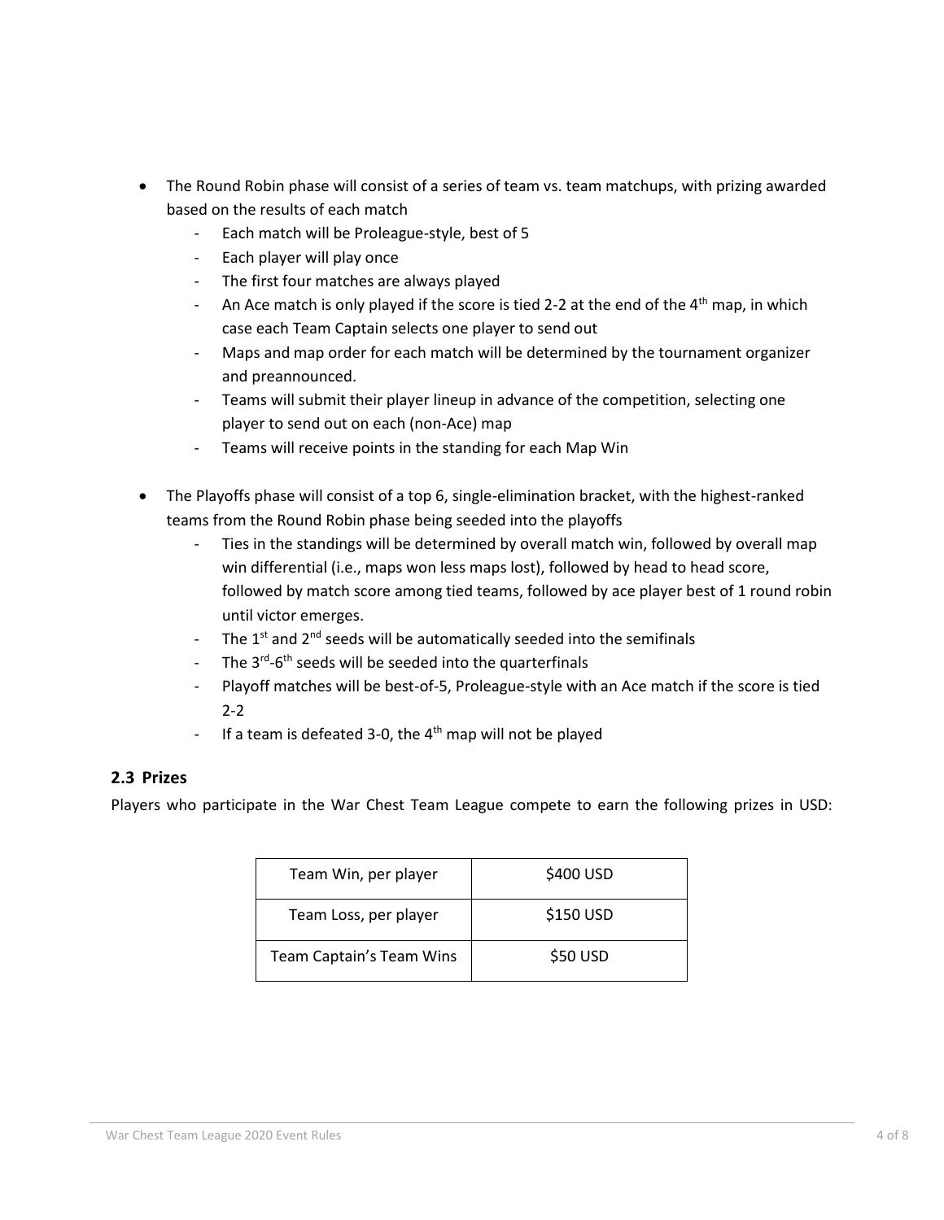- The Round Robin phase will consist of a series of team vs. team matchups, with prizing awarded based on the results of each match
  - Each match will be Proleague-style, best of 5
  - Each player will play once
  - The first four matches are always played
  - An Ace match is only played if the score is tied 2-2 at the end of the 4th map, in which case each Team Captain selects one player to send out
  - Maps and map order for each match will be determined by the tournament organizer and preannounced.
  - Teams will submit their player lineup in advance of the competition, selecting one player to send out on each (non-Ace) map
  - Teams will receive points in the standing for each Map Win

- The Playoffs phase will consist of a top 6, single-elimination bracket, with the highest-ranked teams from the Round Robin phase being seeded into the playoffs
  - Ties in the standings will be determined by overall match win, followed by overall map win differential (i.e., maps won less maps lost), followed by head to head score, followed by match score among tied teams, followed by ace player best of 1 round robin until victor emerges.
  - The 1st and 2nd seeds will be automatically seeded into the semifinals
  - The 3rd-6th seeds will be seeded into the quarterfinals
  - Playoff matches will be best-of-5, Proleague-style with an Ace match if the score is tied 2-2
  - If a team is defeated 3-0, the 4th map will not be played

### 2.3 Prizes

Players who participate in the War Chest Team League compete to earn the following prizes in USD:

| | |
|---|---|
| Team Win, per player | $400 USD |
| Team Loss, per player | $150 USD |
| Team Captain's Team Wins | $50 USD |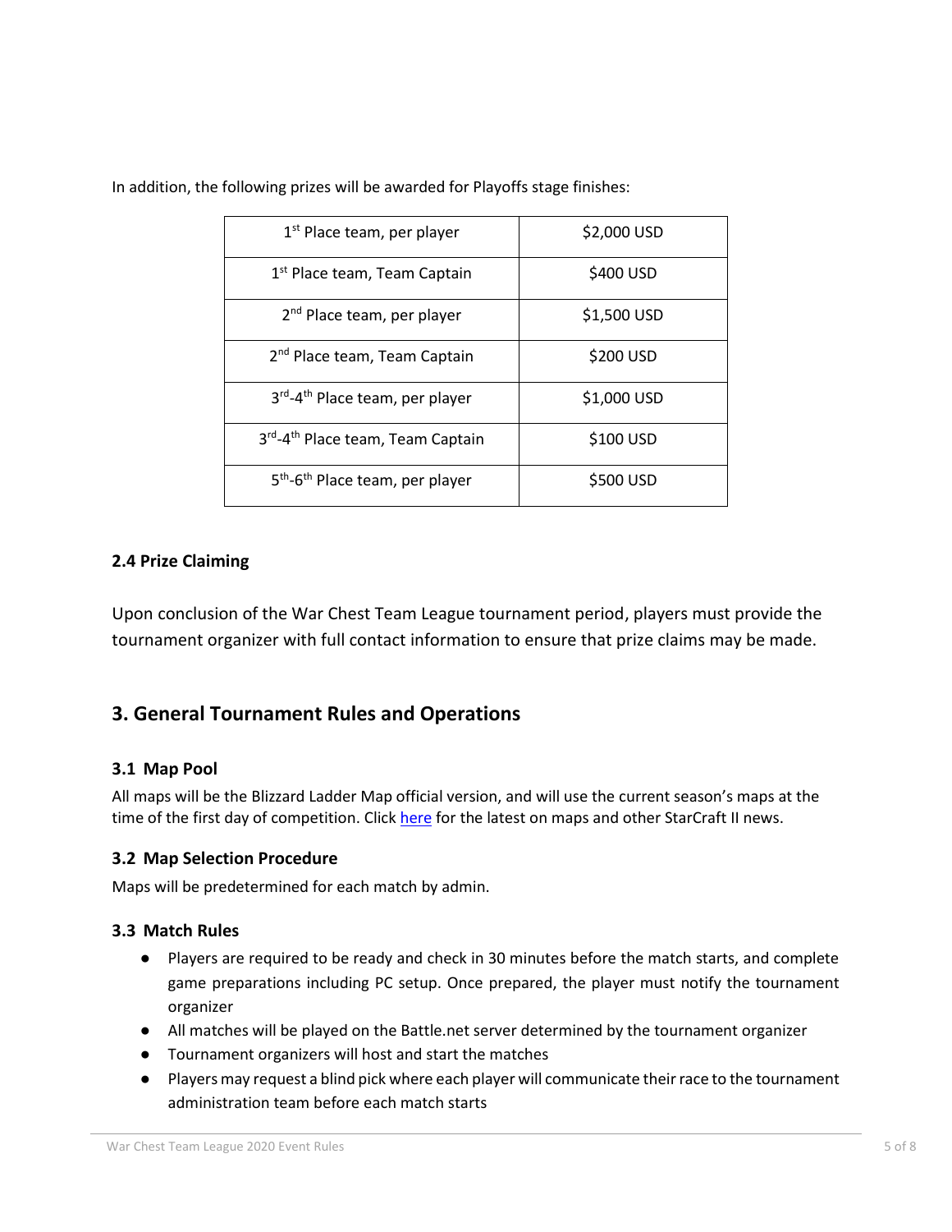In addition, the following prizes will be awarded for Playoffs stage finishes:

| | |
|---|---|
| 1st Place team, per player | $2,000 USD |
| 1st Place team, Team Captain | $400 USD |
| 2nd Place team, per player | $1,500 USD |
| 2nd Place team, Team Captain | $200 USD |
| 3rd-4th Place team, per player | $1,000 USD |
| 3rd-4th Place team, Team Captain | $100 USD |
| 5th-6th Place team, per player | $500 USD |

### 2.4 Prize Claiming

Upon conclusion of the War Chest Team League tournament period, players must provide the tournament organizer with full contact information to ensure that prize claims may be made.

## 3. General Tournament Rules and Operations

### 3.1 Map Pool

All maps will be the Blizzard Ladder Map official version, and will use the current season's maps at the time of the first day of competition. Click here for the latest on maps and other StarCraft II news.

### 3.2 Map Selection Procedure

Maps will be predetermined for each match by admin.

### 3.3 Match Rules

- Players are required to be ready and check in 30 minutes before the match starts, and complete game preparations including PC setup. Once prepared, the player must notify the tournament organizer
- All matches will be played on the Battle.net server determined by the tournament organizer
- Tournament organizers will host and start the matches
- Players may request a blind pick where each player will communicate their race to the tournament administration team before each match starts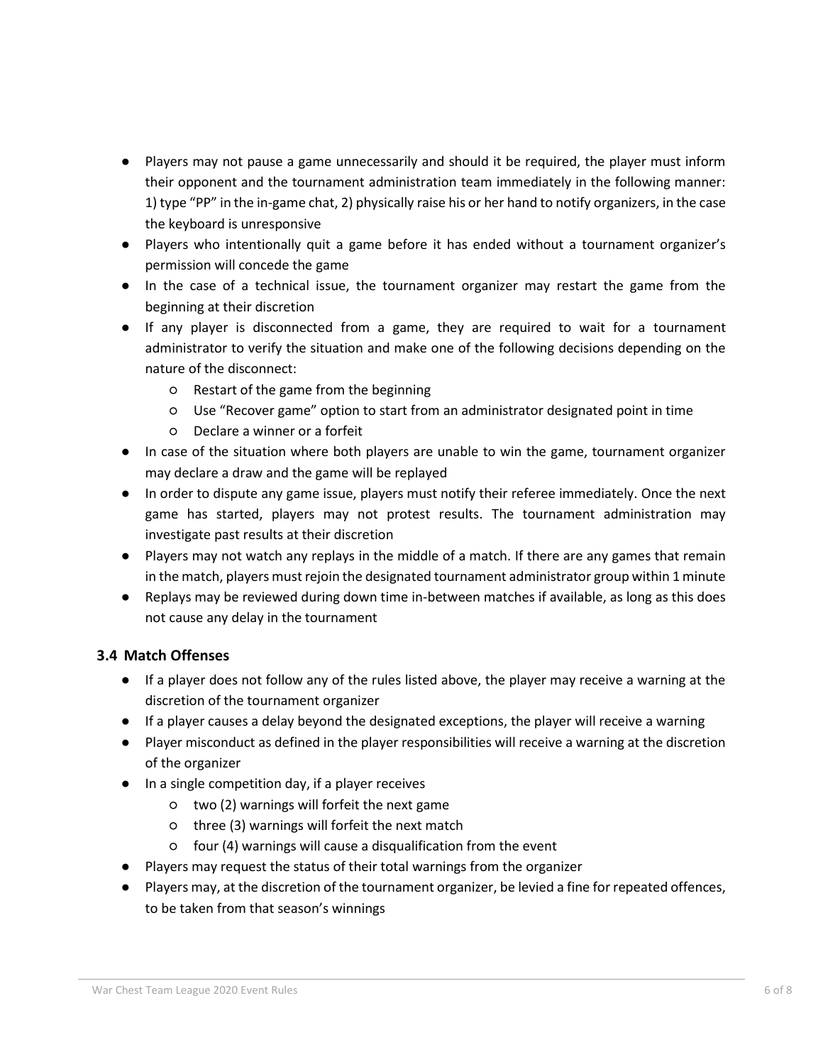- Players may not pause a game unnecessarily and should it be required, the player must inform their opponent and the tournament administration team immediately in the following manner: 1) type "PP" in the in-game chat, 2) physically raise his or her hand to notify organizers, in the case the keyboard is unresponsive
- Players who intentionally quit a game before it has ended without a tournament organizer's permission will concede the game
- In the case of a technical issue, the tournament organizer may restart the game from the beginning at their discretion
- If any player is disconnected from a game, they are required to wait for a tournament administrator to verify the situation and make one of the following decisions depending on the nature of the disconnect:
    - Restart of the game from the beginning
    - Use "Recover game" option to start from an administrator designated point in time
    - Declare a winner or a forfeit
- In case of the situation where both players are unable to win the game, tournament organizer may declare a draw and the game will be replayed
- In order to dispute any game issue, players must notify their referee immediately. Once the next game has started, players may not protest results. The tournament administration may investigate past results at their discretion
- Players may not watch any replays in the middle of a match. If there are any games that remain in the match, players must rejoin the designated tournament administrator group within 1 minute
- Replays may be reviewed during down time in-between matches if available, as long as this does not cause any delay in the tournament

### 3.4 Match Offenses

- If a player does not follow any of the rules listed above, the player may receive a warning at the discretion of the tournament organizer
- If a player causes a delay beyond the designated exceptions, the player will receive a warning
- Player misconduct as defined in the player responsibilities will receive a warning at the discretion of the organizer
- In a single competition day, if a player receives
    - two (2) warnings will forfeit the next game
    - three (3) warnings will forfeit the next match
    - four (4) warnings will cause a disqualification from the event
- Players may request the status of their total warnings from the organizer
- Players may, at the discretion of the tournament organizer, be levied a fine for repeated offences, to be taken from that season's winnings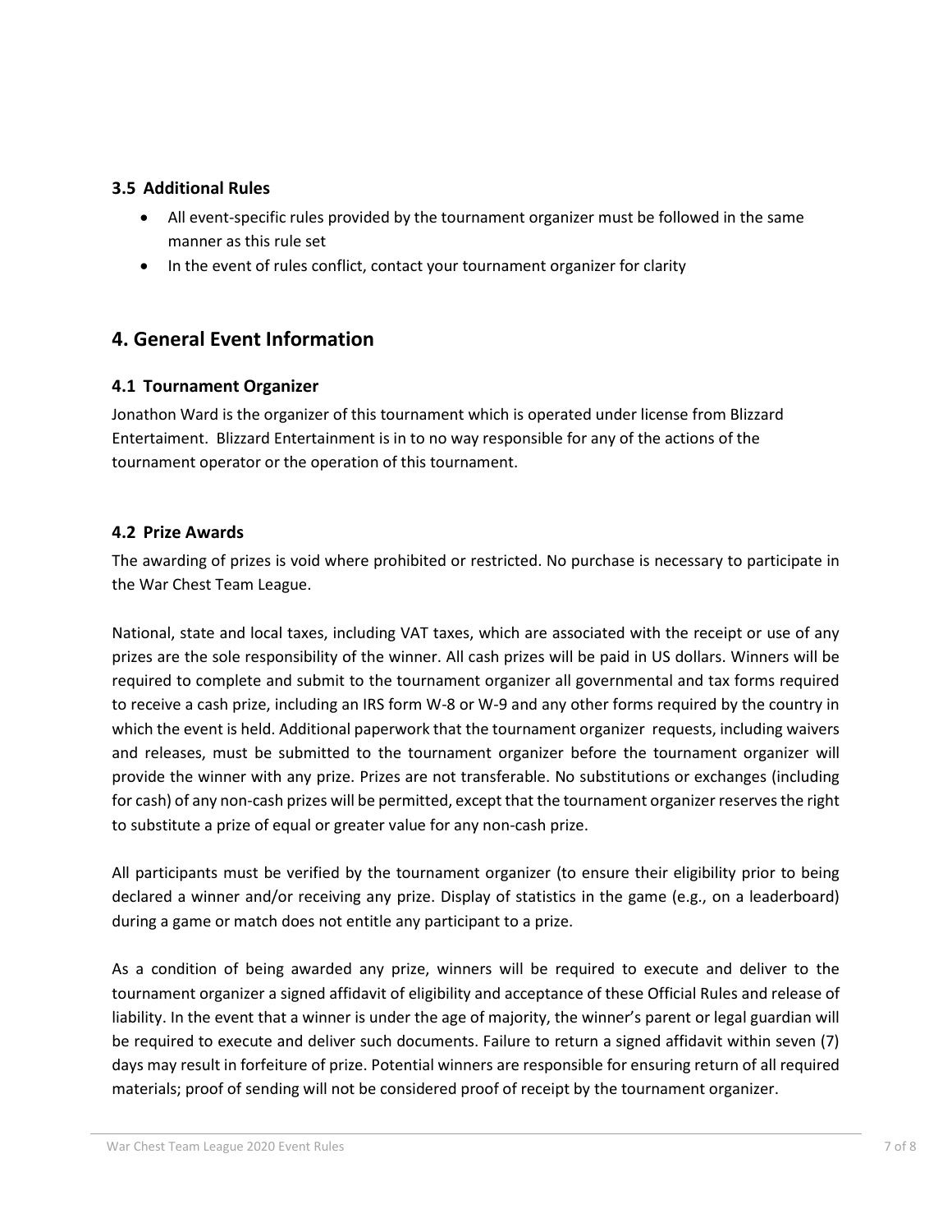### 3.5 Additional Rules

- All event-specific rules provided by the tournament organizer must be followed in the same manner as this rule set
- In the event of rules conflict, contact your tournament organizer for clarity

## 4. General Event Information

### 4.1 Tournament Organizer

Jonathon Ward is the organizer of this tournament which is operated under license from Blizzard Entertaiment. Blizzard Entertainment is in to no way responsible for any of the actions of the tournament operator or the operation of this tournament.

### 4.2 Prize Awards

The awarding of prizes is void where prohibited or restricted. No purchase is necessary to participate in the War Chest Team League.

National, state and local taxes, including VAT taxes, which are associated with the receipt or use of any prizes are the sole responsibility of the winner. All cash prizes will be paid in US dollars. Winners will be required to complete and submit to the tournament organizer all governmental and tax forms required to receive a cash prize, including an IRS form W-8 or W-9 and any other forms required by the country in which the event is held. Additional paperwork that the tournament organizer requests, including waivers and releases, must be submitted to the tournament organizer before the tournament organizer will provide the winner with any prize. Prizes are not transferable. No substitutions or exchanges (including for cash) of any non-cash prizes will be permitted, except that the tournament organizer reserves the right to substitute a prize of equal or greater value for any non-cash prize.

All participants must be verified by the tournament organizer (to ensure their eligibility prior to being declared a winner and/or receiving any prize. Display of statistics in the game (e.g., on a leaderboard) during a game or match does not entitle any participant to a prize.

As a condition of being awarded any prize, winners will be required to execute and deliver to the tournament organizer a signed affidavit of eligibility and acceptance of these Official Rules and release of liability. In the event that a winner is under the age of majority, the winner's parent or legal guardian will be required to execute and deliver such documents. Failure to return a signed affidavit within seven (7) days may result in forfeiture of prize. Potential winners are responsible for ensuring return of all required materials; proof of sending will not be considered proof of receipt by the tournament organizer.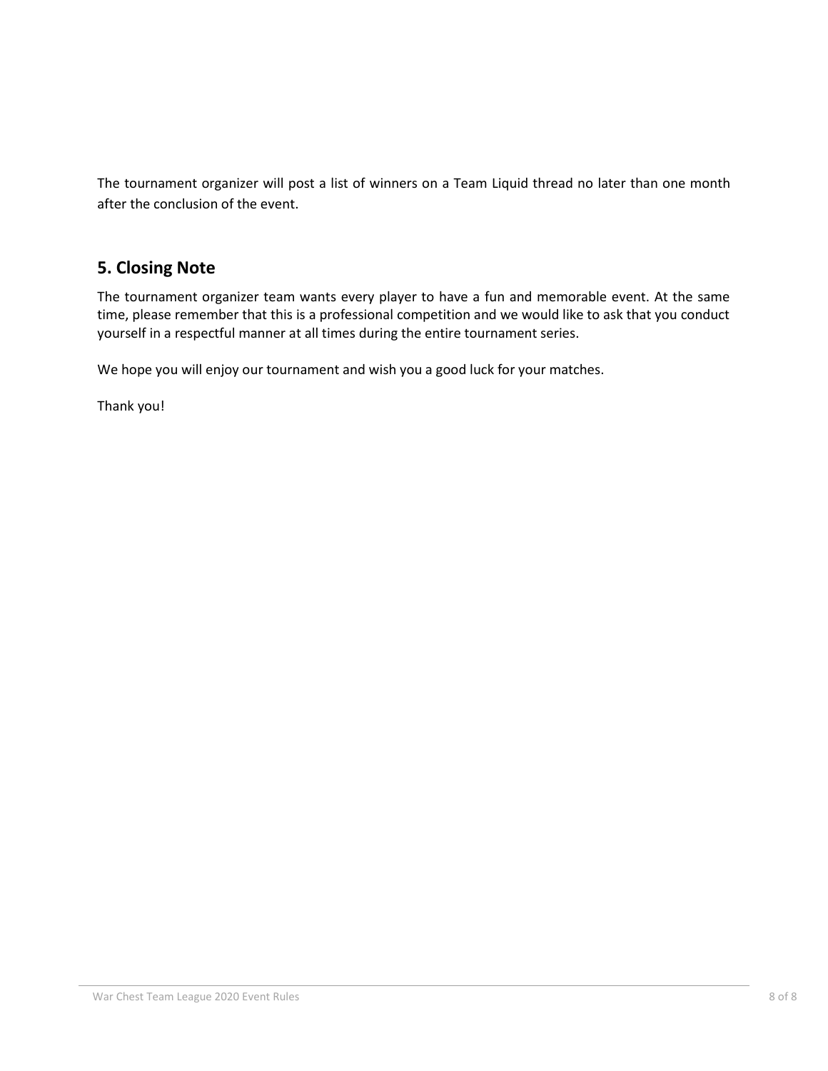The tournament organizer will post a list of winners on a Team Liquid thread no later than one month after the conclusion of the event.

## 5. Closing Note

The tournament organizer team wants every player to have a fun and memorable event. At the same time, please remember that this is a professional competition and we would like to ask that you conduct yourself in a respectful manner at all times during the entire tournament series.

We hope you will enjoy our tournament and wish you a good luck for your matches.

Thank you!